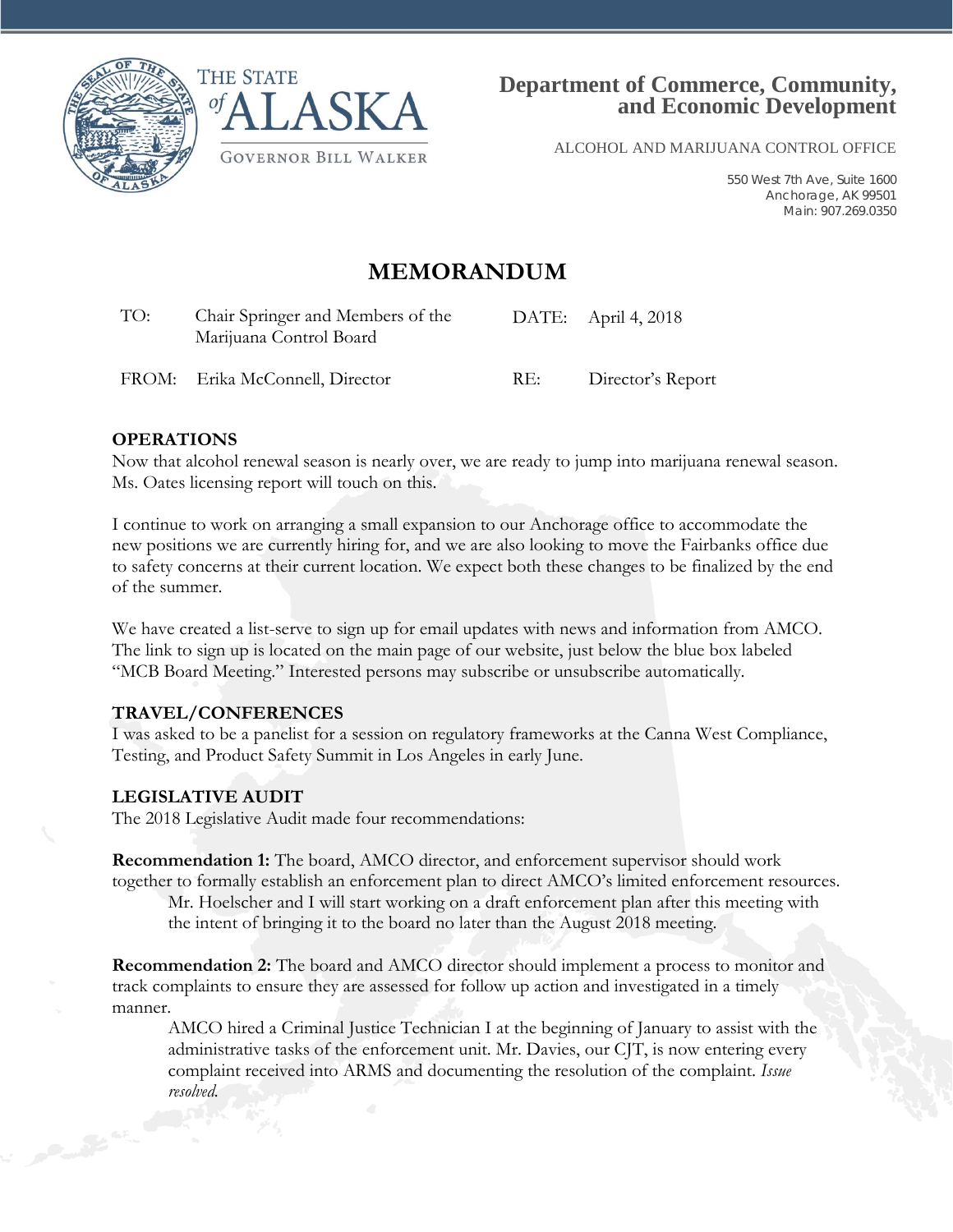THE STATE of ALASKA

GOVERNOR BILL WALKER

**Department of Commerce, Community, and Economic Development**

ALCOHOL AND MARIJUANA CONTROL OFFICE

550 West 7th Ave, Suite 1600
Anchorage, AK 99501
Main: 907.269.0350

# MEMORANDUM

| | | | |
|---|---|---|---|
| TO: | Chair Springer and Members of the Marijuana Control Board | DATE: | April 4, 2018 |
| FROM: | Erika McConnell, Director | RE: | Director's Report |

**OPERATIONS**

Now that alcohol renewal season is nearly over, we are ready to jump into marijuana renewal season. Ms. Oates licensing report will touch on this.

I continue to work on arranging a small expansion to our Anchorage office to accommodate the new positions we are currently hiring for, and we are also looking to move the Fairbanks office due to safety concerns at their current location. We expect both these changes to be finalized by the end of the summer.

We have created a list-serve to sign up for email updates with news and information from AMCO. The link to sign up is located on the main page of our website, just below the blue box labeled "MCB Board Meeting." Interested persons may subscribe or unsubscribe automatically.

**TRAVEL/CONFERENCES**

I was asked to be a panelist for a session on regulatory frameworks at the Canna West Compliance, Testing, and Product Safety Summit in Los Angeles in early June.

**LEGISLATIVE AUDIT**

The 2018 Legislative Audit made four recommendations:

**Recommendation 1:** The board, AMCO director, and enforcement supervisor should work together to formally establish an enforcement plan to direct AMCO's limited enforcement resources.

> Mr. Hoelscher and I will start working on a draft enforcement plan after this meeting with the intent of bringing it to the board no later than the August 2018 meeting.

**Recommendation 2:** The board and AMCO director should implement a process to monitor and track complaints to ensure they are assessed for follow up action and investigated in a timely manner.

> AMCO hired a Criminal Justice Technician I at the beginning of January to assist with the administrative tasks of the enforcement unit. Mr. Davies, our CJT, is now entering every complaint received into ARMS and documenting the resolution of the complaint. *Issue resolved.*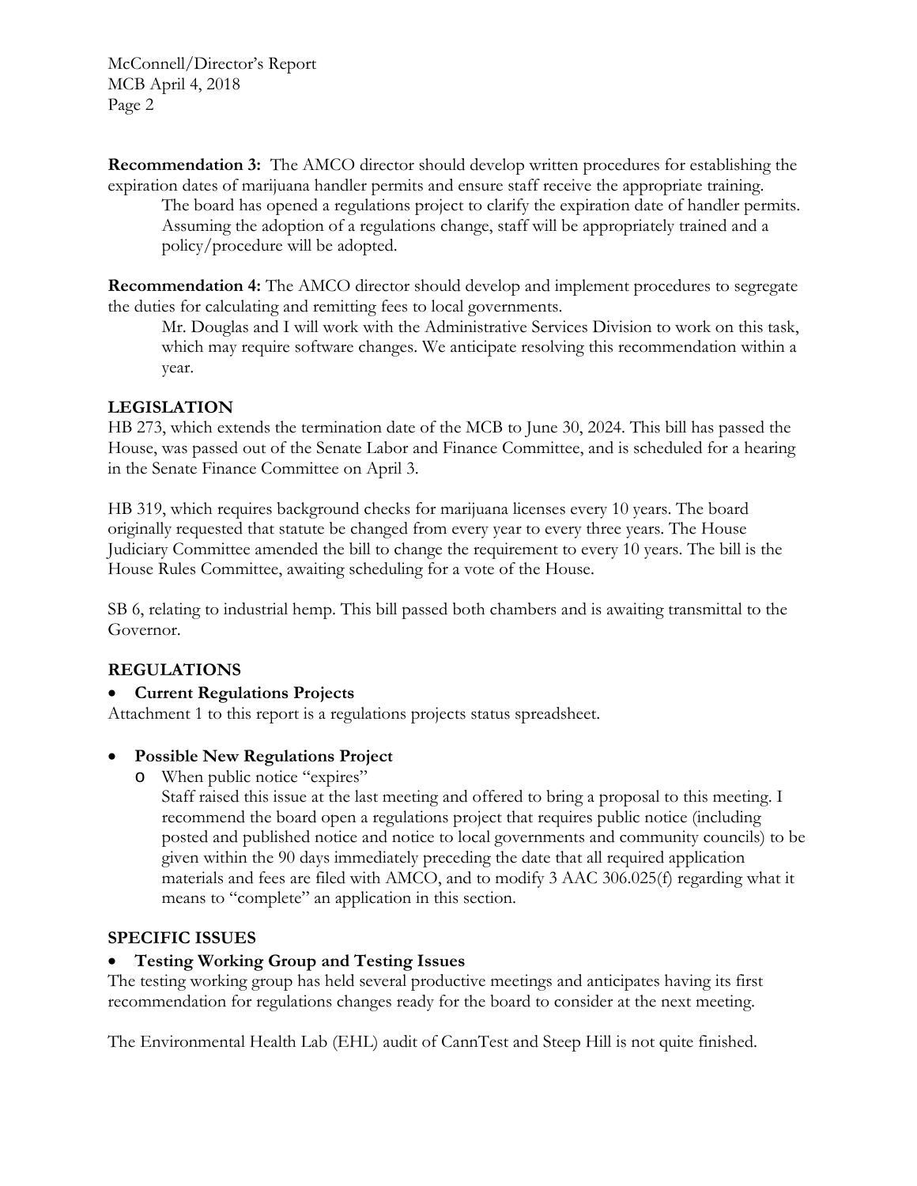**Recommendation 3:** The AMCO director should develop written procedures for establishing the expiration dates of marijuana handler permits and ensure staff receive the appropriate training.

The board has opened a regulations project to clarify the expiration date of handler permits. Assuming the adoption of a regulations change, staff will be appropriately trained and a policy/procedure will be adopted.

**Recommendation 4:** The AMCO director should develop and implement procedures to segregate the duties for calculating and remitting fees to local governments.

Mr. Douglas and I will work with the Administrative Services Division to work on this task, which may require software changes. We anticipate resolving this recommendation within a year.

## LEGISLATION

HB 273, which extends the termination date of the MCB to June 30, 2024. This bill has passed the House, was passed out of the Senate Labor and Finance Committee, and is scheduled for a hearing in the Senate Finance Committee on April 3.

HB 319, which requires background checks for marijuana licenses every 10 years. The board originally requested that statute be changed from every year to every three years. The House Judiciary Committee amended the bill to change the requirement to every 10 years. The bill is the House Rules Committee, awaiting scheduling for a vote of the House.

SB 6, relating to industrial hemp. This bill passed both chambers and is awaiting transmittal to the Governor.

## REGULATIONS

- **Current Regulations Projects**

Attachment 1 to this report is a regulations projects status spreadsheet.

- **Possible New Regulations Project**
  - When public notice "expires"

    Staff raised this issue at the last meeting and offered to bring a proposal to this meeting. I recommend the board open a regulations project that requires public notice (including posted and published notice and notice to local governments and community councils) to be given within the 90 days immediately preceding the date that all required application materials and fees are filed with AMCO, and to modify 3 AAC 306.025(f) regarding what it means to "complete" an application in this section.

## SPECIFIC ISSUES

- **Testing Working Group and Testing Issues**

The testing working group has held several productive meetings and anticipates having its first recommendation for regulations changes ready for the board to consider at the next meeting.

The Environmental Health Lab (EHL) audit of CannTest and Steep Hill is not quite finished.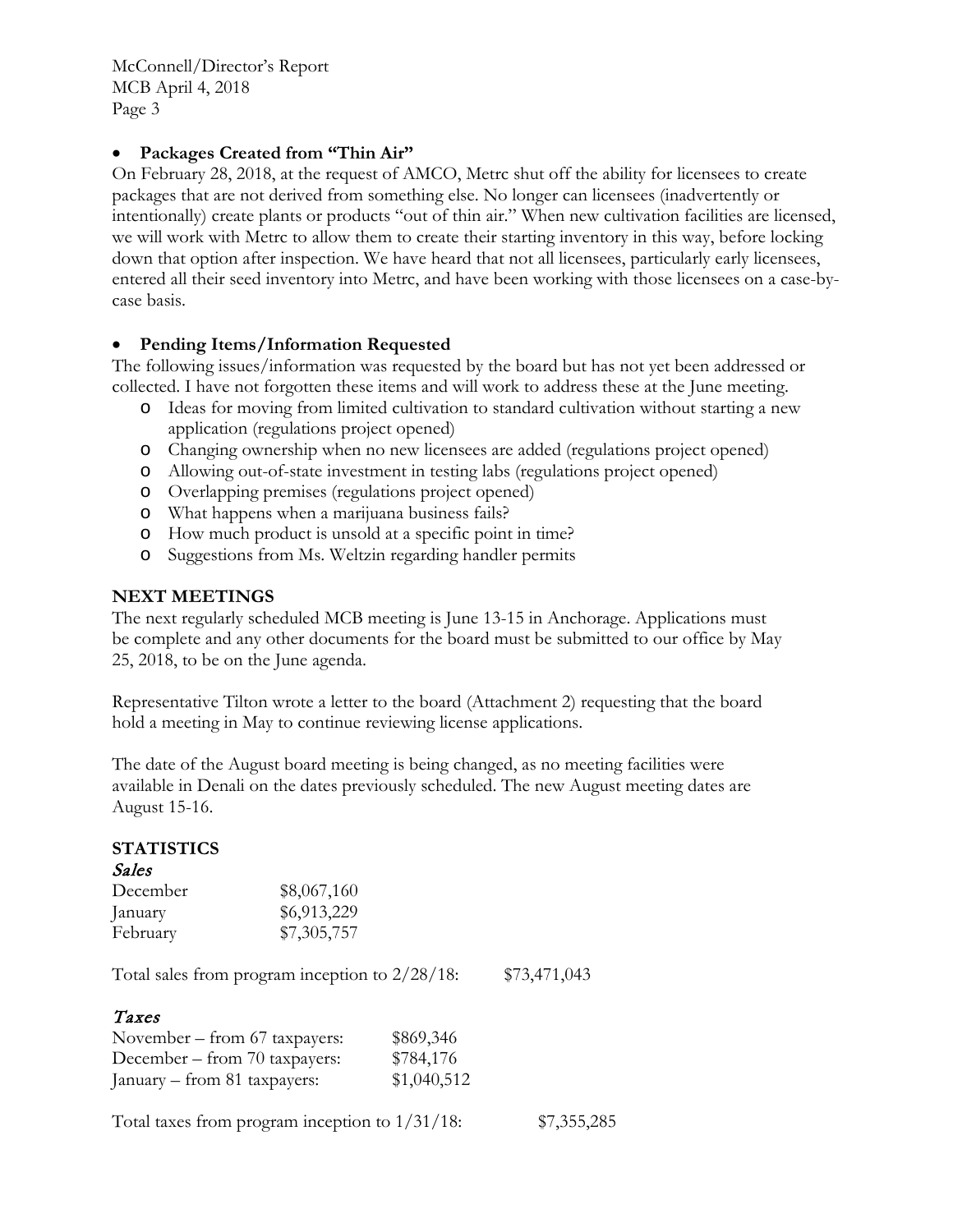- **Packages Created from "Thin Air"**

On February 28, 2018, at the request of AMCO, Metrc shut off the ability for licensees to create packages that are not derived from something else. No longer can licensees (inadvertently or intentionally) create plants or products "out of thin air." When new cultivation facilities are licensed, we will work with Metrc to allow them to create their starting inventory in this way, before locking down that option after inspection. We have heard that not all licensees, particularly early licensees, entered all their seed inventory into Metrc, and have been working with those licensees on a case-by-case basis.

- **Pending Items/Information Requested**

The following issues/information was requested by the board but has not yet been addressed or collected. I have not forgotten these items and will work to address these at the June meeting.

- Ideas for moving from limited cultivation to standard cultivation without starting a new application (regulations project opened)
- Changing ownership when no new licensees are added (regulations project opened)
- Allowing out-of-state investment in testing labs (regulations project opened)
- Overlapping premises (regulations project opened)
- What happens when a marijuana business fails?
- How much product is unsold at a specific point in time?
- Suggestions from Ms. Weltzin regarding handler permits

## NEXT MEETINGS

The next regularly scheduled MCB meeting is June 13-15 in Anchorage. Applications must be complete and any other documents for the board must be submitted to our office by May 25, 2018, to be on the June agenda.

Representative Tilton wrote a letter to the board (Attachment 2) requesting that the board hold a meeting in May to continue reviewing license applications.

The date of the August board meeting is being changed, as no meeting facilities were available in Denali on the dates previously scheduled. The new August meeting dates are August 15-16.

## STATISTICS

### *Sales*

| | |
|---|---|
| December | $8,067,160 |
| January | $6,913,229 |
| February | $7,305,757 |

Total sales from program inception to 2/28/18: $73,471,043

### *Taxes*

| | |
|---|---|
| November – from 67 taxpayers: | $869,346 |
| December – from 70 taxpayers: | $784,176 |
| January – from 81 taxpayers: | $1,040,512 |

Total taxes from program inception to 1/31/18: $7,355,285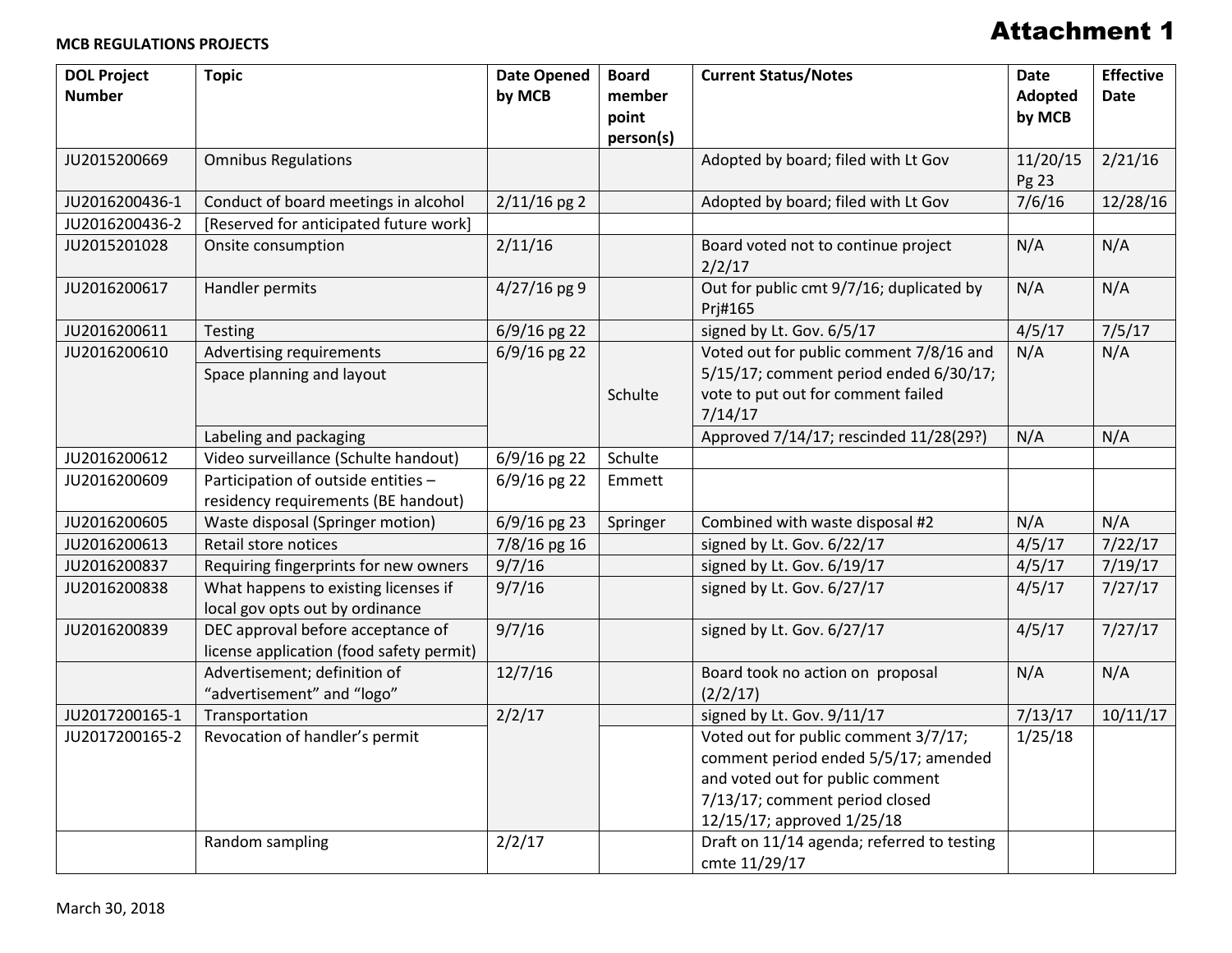**Attachment 1**

**MCB REGULATIONS PROJECTS**

| DOL Project Number | Topic | Date Opened by MCB | Board member point person(s) | Current Status/Notes | Date Adopted by MCB | Effective Date |
|---|---|---|---|---|---|---|
| JU2015200669 | Omnibus Regulations | | | Adopted by board; filed with Lt Gov | 11/20/15 Pg 23 | 2/21/16 |
| JU2016200436-1 | Conduct of board meetings in alcohol | 2/11/16 pg 2 | | Adopted by board; filed with Lt Gov | 7/6/16 | 12/28/16 |
| JU2016200436-2 | [Reserved for anticipated future work] | | | | | |
| JU2015201028 | Onsite consumption | 2/11/16 | | Board voted not to continue project 2/2/17 | N/A | N/A |
| JU2016200617 | Handler permits | 4/27/16 pg 9 | | Out for public cmt 9/7/16; duplicated by Prj#165 | N/A | N/A |
| JU2016200611 | Testing | 6/9/16 pg 22 | | signed by Lt. Gov. 6/5/17 | 4/5/17 | 7/5/17 |
| JU2016200610 | Advertising requirements | 6/9/16 pg 22 | Schulte | Voted out for public comment 7/8/16 and 5/15/17; comment period ended 6/30/17; vote to put out for comment failed 7/14/17 | N/A | N/A |
| | Space planning and layout | | | | | |
| | Labeling and packaging | | | Approved 7/14/17; rescinded 11/28(29?) | N/A | N/A |
| JU2016200612 | Video surveillance (Schulte handout) | 6/9/16 pg 22 | Schulte | | | |
| JU2016200609 | Participation of outside entities – residency requirements (BE handout) | 6/9/16 pg 22 | Emmett | | | |
| JU2016200605 | Waste disposal (Springer motion) | 6/9/16 pg 23 | Springer | Combined with waste disposal #2 | N/A | N/A |
| JU2016200613 | Retail store notices | 7/8/16 pg 16 | | signed by Lt. Gov. 6/22/17 | 4/5/17 | 7/22/17 |
| JU2016200837 | Requiring fingerprints for new owners | 9/7/16 | | signed by Lt. Gov. 6/19/17 | 4/5/17 | 7/19/17 |
| JU2016200838 | What happens to existing licenses if local gov opts out by ordinance | 9/7/16 | | signed by Lt. Gov. 6/27/17 | 4/5/17 | 7/27/17 |
| JU2016200839 | DEC approval before acceptance of license application (food safety permit) | 9/7/16 | | signed by Lt. Gov. 6/27/17 | 4/5/17 | 7/27/17 |
| | Advertisement; definition of "advertisement" and "logo" | 12/7/16 | | Board took no action on proposal (2/2/17) | N/A | N/A |
| JU2017200165-1 | Transportation | 2/2/17 | | signed by Lt. Gov. 9/11/17 | 7/13/17 | 10/11/17 |
| JU2017200165-2 | Revocation of handler's permit | | | Voted out for public comment 3/7/17; comment period ended 5/5/17; amended and voted out for public comment 7/13/17; comment period closed 12/15/17; approved 1/25/18 | 1/25/18 | |
| | Random sampling | 2/2/17 | | Draft on 11/14 agenda; referred to testing cmte 11/29/17 | | |

March 30, 2018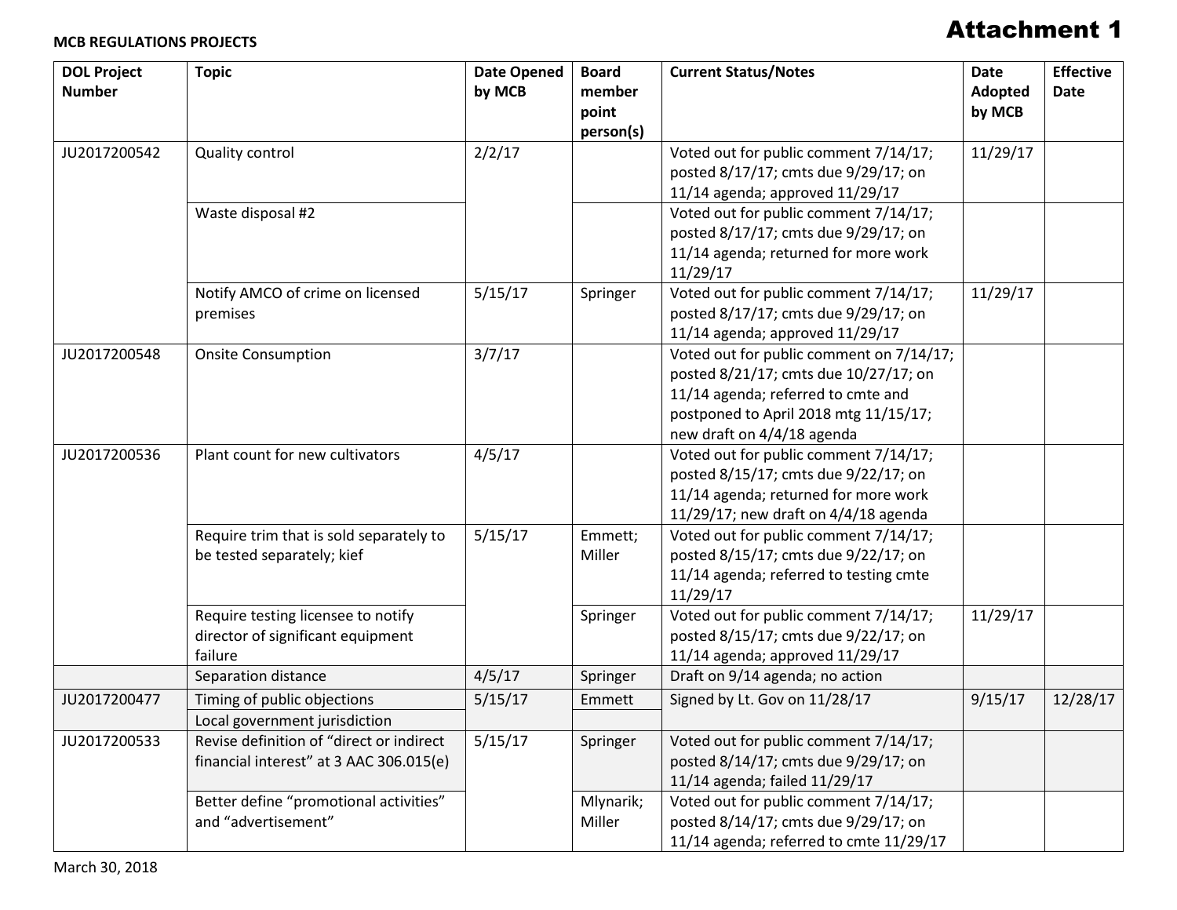**Attachment 1**

**MCB REGULATIONS PROJECTS**

| DOL Project Number | Topic | Date Opened by MCB | Board member point person(s) | Current Status/Notes | Date Adopted by MCB | Effective Date |
|---|---|---|---|---|---|---|
| JU2017200542 | Quality control | 2/2/17 | | Voted out for public comment 7/14/17; posted 8/17/17; cmts due 9/29/17; on 11/14 agenda; approved 11/29/17 | 11/29/17 | |
| | Waste disposal #2 | | | Voted out for public comment 7/14/17; posted 8/17/17; cmts due 9/29/17; on 11/14 agenda; returned for more work 11/29/17 | | |
| | Notify AMCO of crime on licensed premises | 5/15/17 | Springer | Voted out for public comment 7/14/17; posted 8/17/17; cmts due 9/29/17; on 11/14 agenda; approved 11/29/17 | 11/29/17 | |
| JU2017200548 | Onsite Consumption | 3/7/17 | | Voted out for public comment on 7/14/17; posted 8/21/17; cmts due 10/27/17; on 11/14 agenda; referred to cmte and postponed to April 2018 mtg 11/15/17; new draft on 4/4/18 agenda | | |
| JU2017200536 | Plant count for new cultivators | 4/5/17 | | Voted out for public comment 7/14/17; posted 8/15/17; cmts due 9/22/17; on 11/14 agenda; returned for more work 11/29/17; new draft on 4/4/18 agenda | | |
| | Require trim that is sold separately to be tested separately; kief | 5/15/17 | Emmett; Miller | Voted out for public comment 7/14/17; posted 8/15/17; cmts due 9/22/17; on 11/14 agenda; referred to testing cmte 11/29/17 | | |
| | Require testing licensee to notify director of significant equipment failure | | Springer | Voted out for public comment 7/14/17; posted 8/15/17; cmts due 9/22/17; on 11/14 agenda; approved 11/29/17 | 11/29/17 | |
| | Separation distance | 4/5/17 | Springer | Draft on 9/14 agenda; no action | | |
| JU2017200477 | Timing of public objections | 5/15/17 | Emmett | Signed by Lt. Gov on 11/28/17 | 9/15/17 | 12/28/17 |
| | Local government jurisdiction | | | | | |
| JU2017200533 | Revise definition of "direct or indirect financial interest" at 3 AAC 306.015(e) | 5/15/17 | Springer | Voted out for public comment 7/14/17; posted 8/14/17; cmts due 9/29/17; on 11/14 agenda; failed 11/29/17 | | |
| | Better define "promotional activities" and "advertisement" | | Mlynarik; Miller | Voted out for public comment 7/14/17; posted 8/14/17; cmts due 9/29/17; on 11/14 agenda; referred to cmte 11/29/17 | | |

March 30, 2018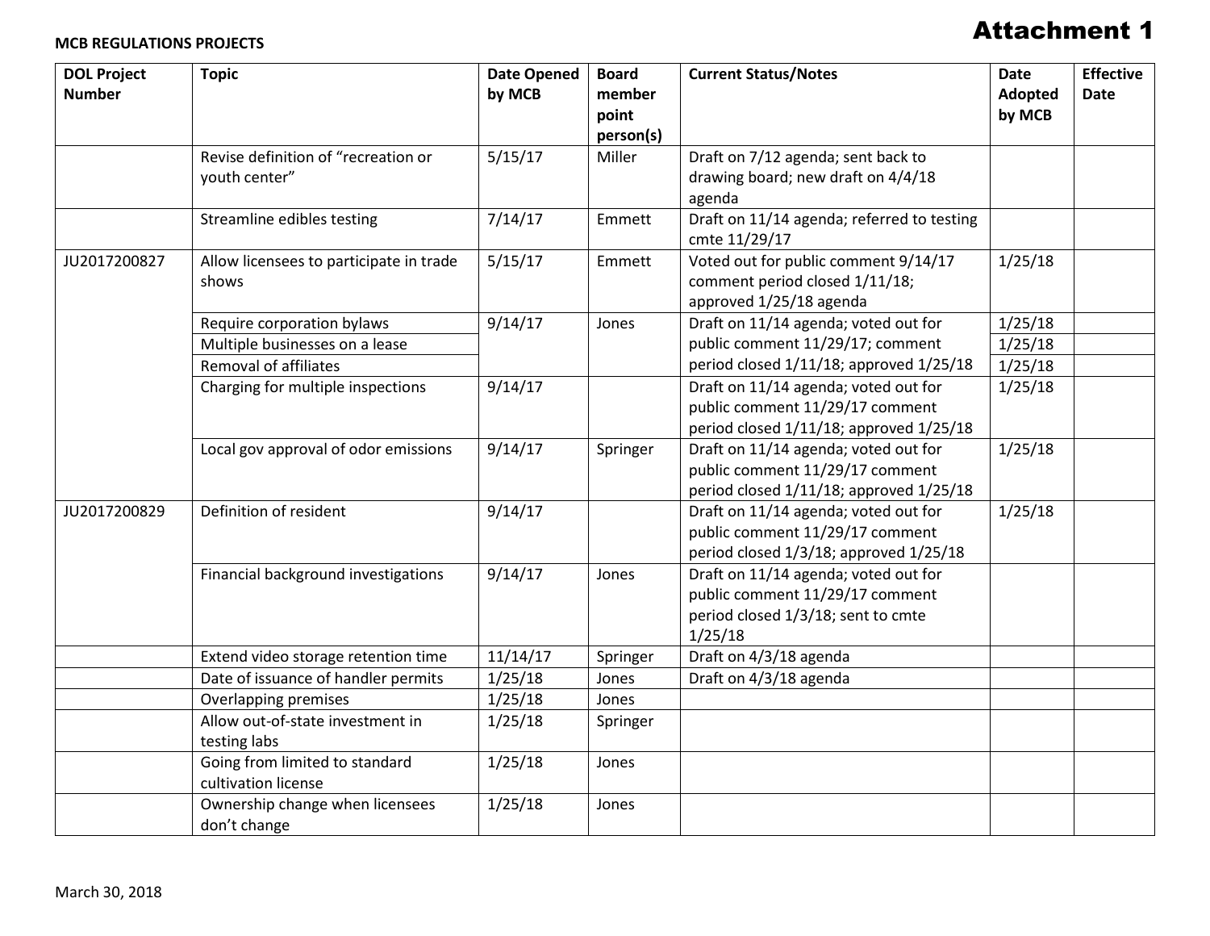**Attachment 1**

**MCB REGULATIONS PROJECTS**

| DOL Project Number | Topic | Date Opened by MCB | Board member point person(s) | Current Status/Notes | Date Adopted by MCB | Effective Date |
|---|---|---|---|---|---|---|
| | Revise definition of “recreation or youth center” | 5/15/17 | Miller | Draft on 7/12 agenda; sent back to drawing board; new draft on 4/4/18 agenda | | |
| | Streamline edibles testing | 7/14/17 | Emmett | Draft on 11/14 agenda; referred to testing cmte 11/29/17 | | |
| JU2017200827 | Allow licensees to participate in trade shows | 5/15/17 | Emmett | Voted out for public comment 9/14/17 comment period closed 1/11/18; approved 1/25/18 agenda | 1/25/18 | |
| | Require corporation bylaws | 9/14/17 | Jones | Draft on 11/14 agenda; voted out for public comment 11/29/17; comment period closed 1/11/18; approved 1/25/18 | 1/25/18 | |
| | Multiple businesses on a lease | | | | 1/25/18 | |
| | Removal of affiliates | | | | 1/25/18 | |
| | Charging for multiple inspections | 9/14/17 | | Draft on 11/14 agenda; voted out for public comment 11/29/17 comment period closed 1/11/18; approved 1/25/18 | 1/25/18 | |
| | Local gov approval of odor emissions | 9/14/17 | Springer | Draft on 11/14 agenda; voted out for public comment 11/29/17 comment period closed 1/11/18; approved 1/25/18 | 1/25/18 | |
| JU2017200829 | Definition of resident | 9/14/17 | | Draft on 11/14 agenda; voted out for public comment 11/29/17 comment period closed 1/3/18; approved 1/25/18 | 1/25/18 | |
| | Financial background investigations | 9/14/17 | Jones | Draft on 11/14 agenda; voted out for public comment 11/29/17 comment period closed 1/3/18; sent to cmte 1/25/18 | | |
| | Extend video storage retention time | 11/14/17 | Springer | Draft on 4/3/18 agenda | | |
| | Date of issuance of handler permits | 1/25/18 | Jones | Draft on 4/3/18 agenda | | |
| | Overlapping premises | 1/25/18 | Jones | | | |
| | Allow out-of-state investment in testing labs | 1/25/18 | Springer | | | |
| | Going from limited to standard cultivation license | 1/25/18 | Jones | | | |
| | Ownership change when licensees don’t change | 1/25/18 | Jones | | | |

March 30, 2018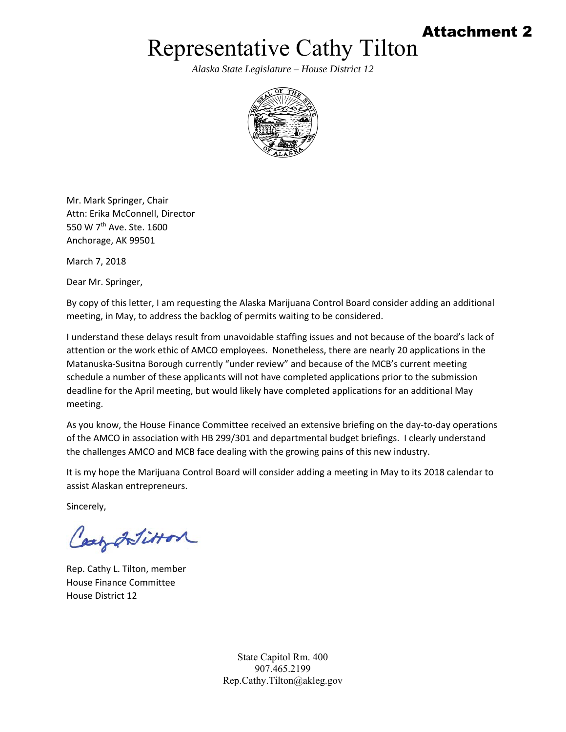**Attachment 2**

# Representative Cathy Tilton

*Alaska State Legislature – House District 12*

Mr. Mark Springer, Chair
Attn: Erika McConnell, Director
550 W 7th Ave. Ste. 1600
Anchorage, AK 99501

March 7, 2018

Dear Mr. Springer,

By copy of this letter, I am requesting the Alaska Marijuana Control Board consider adding an additional meeting, in May, to address the backlog of permits waiting to be considered.

I understand these delays result from unavoidable staffing issues and not because of the board's lack of attention or the work ethic of AMCO employees. Nonetheless, there are nearly 20 applications in the Matanuska-Susitna Borough currently "under review" and because of the MCB's current meeting schedule a number of these applicants will not have completed applications prior to the submission deadline for the April meeting, but would likely have completed applications for an additional May meeting.

As you know, the House Finance Committee received an extensive briefing on the day-to-day operations of the AMCO in association with HB 299/301 and departmental budget briefings. I clearly understand the challenges AMCO and MCB face dealing with the growing pains of this new industry.

It is my hope the Marijuana Control Board will consider adding a meeting in May to its 2018 calendar to assist Alaskan entrepreneurs.

Sincerely,

Rep. Cathy L. Tilton, member
House Finance Committee
House District 12

State Capitol Rm. 400
907.465.2199
Rep.Cathy.Tilton@akleg.gov